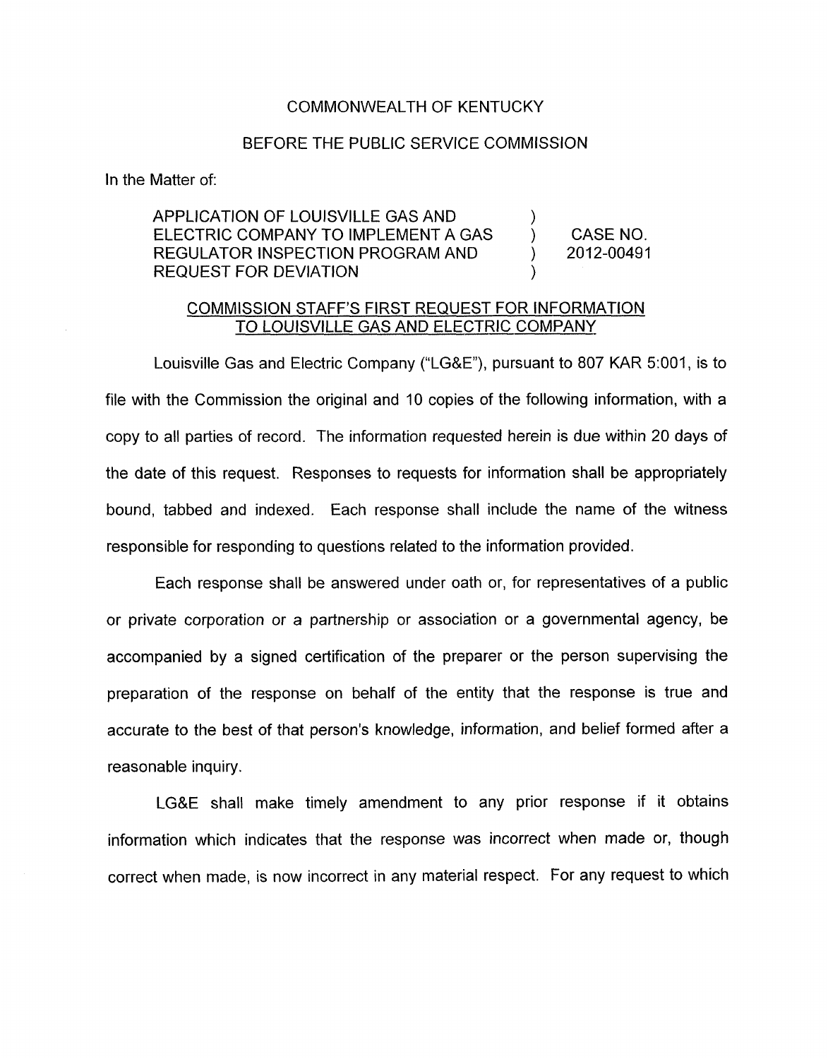COMMONWEALTH OF KENTUCKY

BEFORE THE PUBLIC SERVICE COMMISSION

In the Matter of:

| | | |
|---|---|---|
| APPLICATION OF LOUISVILLE GAS AND ELECTRIC COMPANY TO IMPLEMENT A GAS REGULATOR INSPECTION PROGRAM AND REQUEST FOR DEVIATION | ) ) ) ) | CASE NO. 2012-00491 |

COMMISSION STAFF'S FIRST REQUEST FOR INFORMATION TO LOUISVILLE GAS AND ELECTRIC COMPANY

Louisville Gas and Electric Company ("LG&E"), pursuant to 807 KAR 5:001, is to file with the Commission the original and 10 copies of the following information, with a copy to all parties of record. The information requested herein is due within 20 days of the date of this request. Responses to requests for information shall be appropriately bound, tabbed and indexed. Each response shall include the name of the witness responsible for responding to questions related to the information provided.

Each response shall be answered under oath or, for representatives of a public or private corporation or a partnership or association or a governmental agency, be accompanied by a signed certification of the preparer or the person supervising the preparation of the response on behalf of the entity that the response is true and accurate to the best of that person's knowledge, information, and belief formed after a reasonable inquiry.

LG&E shall make timely amendment to any prior response if it obtains information which indicates that the response was incorrect when made or, though correct when made, is now incorrect in any material respect. For any request to which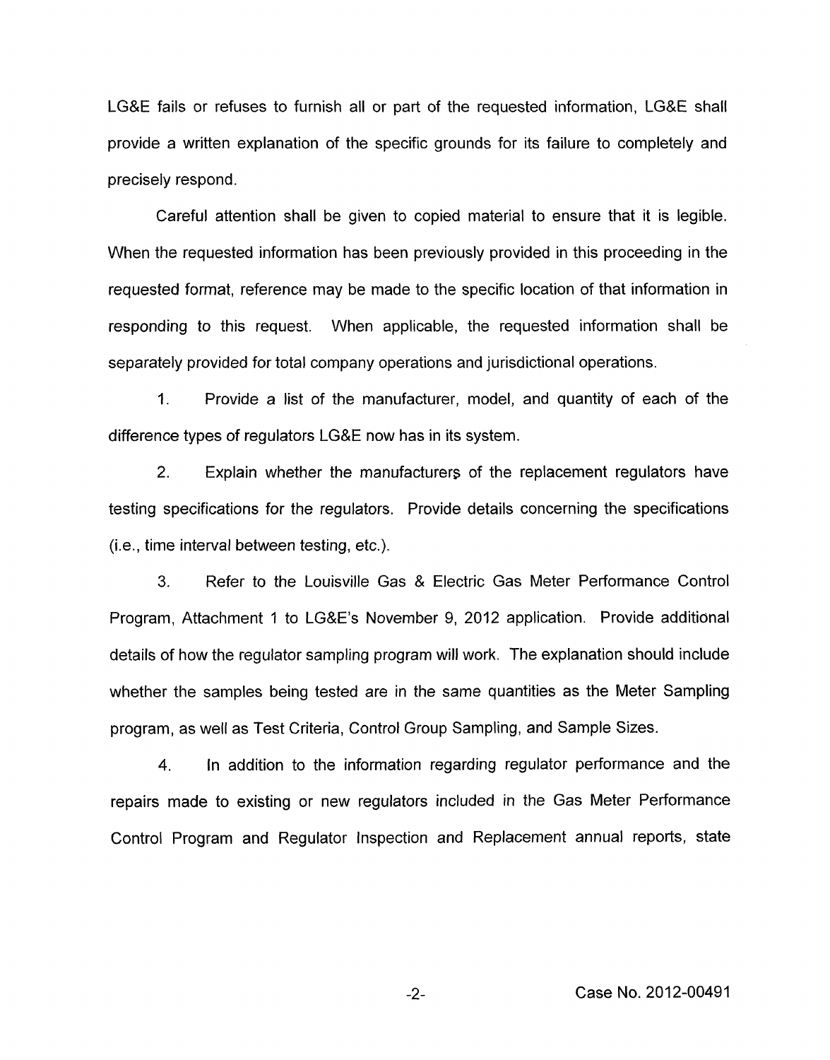LG&E fails or refuses to furnish all or part of the requested information, LG&E shall provide a written explanation of the specific grounds for its failure to completely and precisely respond.

Careful attention shall be given to copied material to ensure that it is legible. When the requested information has been previously provided in this proceeding in the requested format, reference may be made to the specific location of that information in responding to this request. When applicable, the requested information shall be separately provided for total company operations and jurisdictional operations.

1. Provide a list of the manufacturer, model, and quantity of each of the difference types of regulators LG&E now has in its system.

2. Explain whether the manufacturers of the replacement regulators have testing specifications for the regulators. Provide details concerning the specifications (i.e., time interval between testing, etc.).

3. Refer to the Louisville Gas & Electric Gas Meter Performance Control Program, Attachment 1 to LG&E's November 9, 2012 application. Provide additional details of how the regulator sampling program will work. The explanation should include whether the samples being tested are in the same quantities as the Meter Sampling program, as well as Test Criteria, Control Group Sampling, and Sample Sizes.

4. In addition to the information regarding regulator performance and the repairs made to existing or new regulators included in the Gas Meter Performance Control Program and Regulator Inspection and Replacement annual reports, state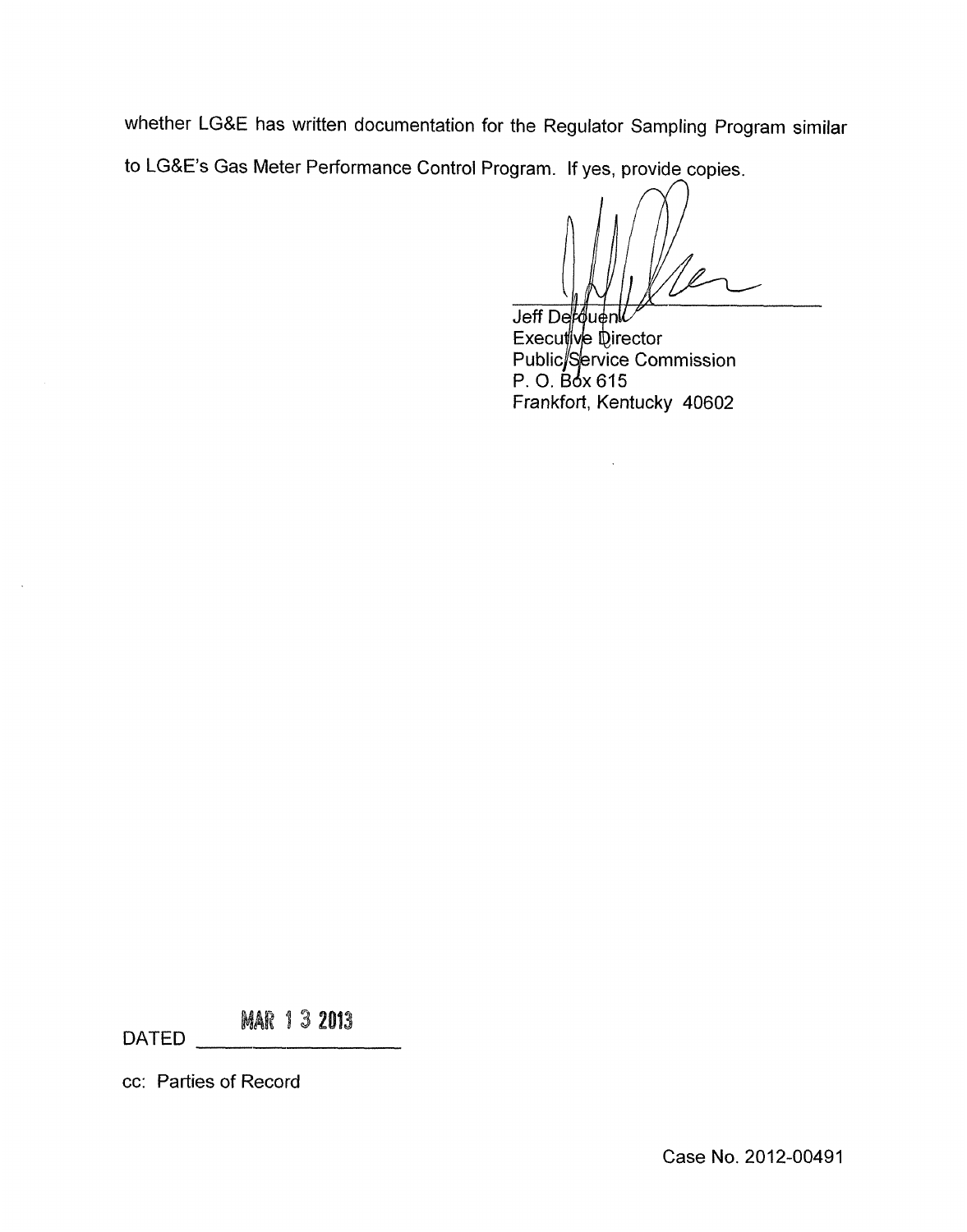whether LG&E has written documentation for the Regulator Sampling Program similar to LG&E's Gas Meter Performance Control Program. If yes, provide copies.

Jeff Derouen
Executive Director
Public Service Commission
P. O. Box 615
Frankfort, Kentucky 40602

DATED MAR 13 2013

cc: Parties of Record

Case No. 2012-00491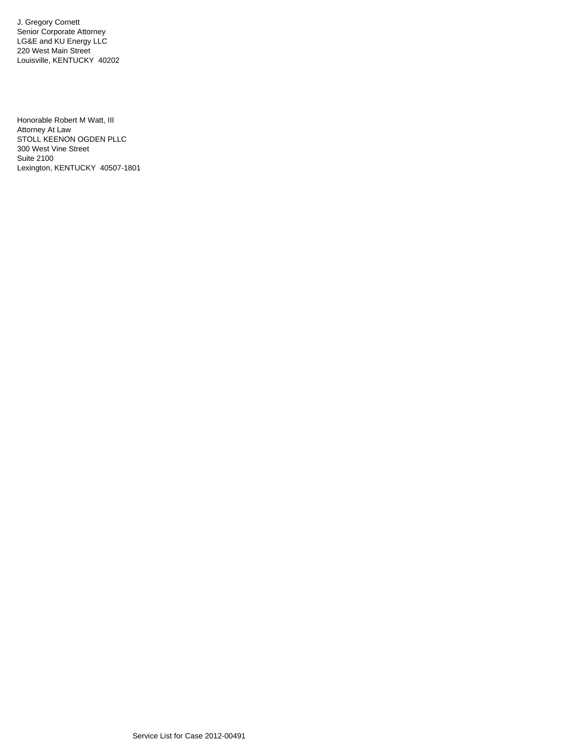J. Gregory Cornett
Senior Corporate Attorney
LG&E and KU Energy LLC
220 West Main Street
Louisville, KENTUCKY 40202

Honorable Robert M Watt, III
Attorney At Law
STOLL KEENON OGDEN PLLC
300 West Vine Street
Suite 2100
Lexington, KENTUCKY 40507-1801

Service List for Case 2012-00491